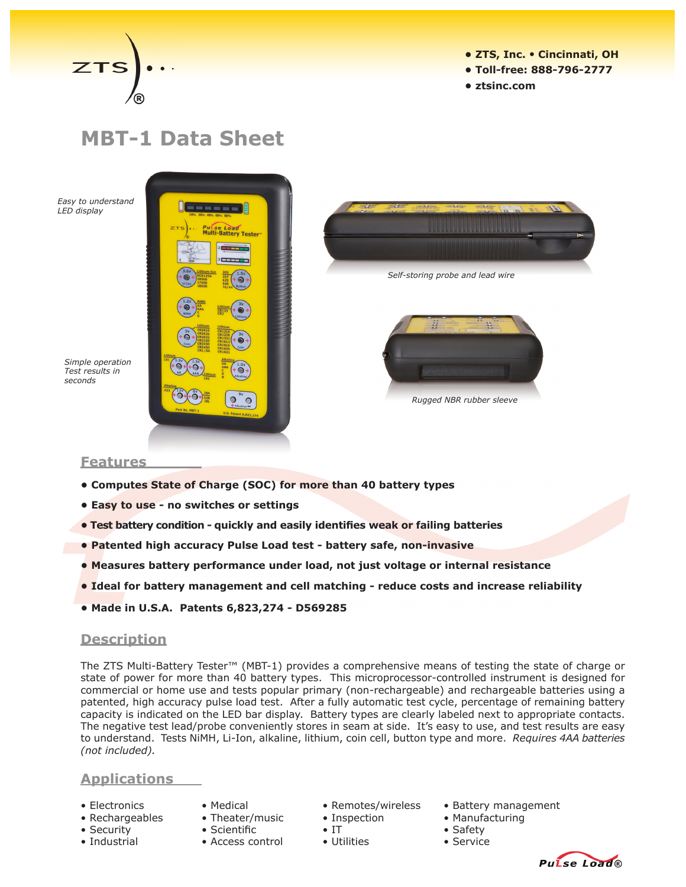• ZTS, Inc. • Cincinnati, OH
• Toll-free: 888-796-2777
• ztsinc.com

# MBT-1 Data Sheet

*Easy to understand LED display*

*Simple operation Test results in seconds*

*Self-storing probe and lead wire*

*Rugged NBR rubber sleeve*

## Features

- **Computes State of Charge (SOC) for more than 40 battery types**
- **Easy to use - no switches or settings**
- **Test battery condition - quickly and easily identifies weak or failing batteries**
- **Patented high accuracy Pulse Load test - battery safe, non-invasive**
- **Measures battery performance under load, not just voltage or internal resistance**
- **Ideal for battery management and cell matching - reduce costs and increase reliability**
- **Made in U.S.A. Patents 6,823,274 - D569285**

## Description

The ZTS Multi-Battery Tester™ (MBT-1) provides a comprehensive means of testing the state of charge or state of power for more than 40 battery types. This microprocessor-controlled instrument is designed for commercial or home use and tests popular primary (non-rechargeable) and rechargeable batteries using a patented, high accuracy pulse load test. After a fully automatic test cycle, percentage of remaining battery capacity is indicated on the LED bar display. Battery types are clearly labeled next to appropriate contacts. The negative test lead/probe conveniently stores in seam at side. It's easy to use, and test results are easy to understand. Tests NiMH, Li-Ion, alkaline, lithium, coin cell, button type and more. *Requires 4AA batteries (not included).*

## Applications

- Electronics
- Rechargeables
- Security
- Industrial
- Medical
- Theater/music
- Scientific
- Access control
- Remotes/wireless
- Inspection
- IT
- Utilities
- Battery management
- Manufacturing
- Safety
- Service

Pulse Load®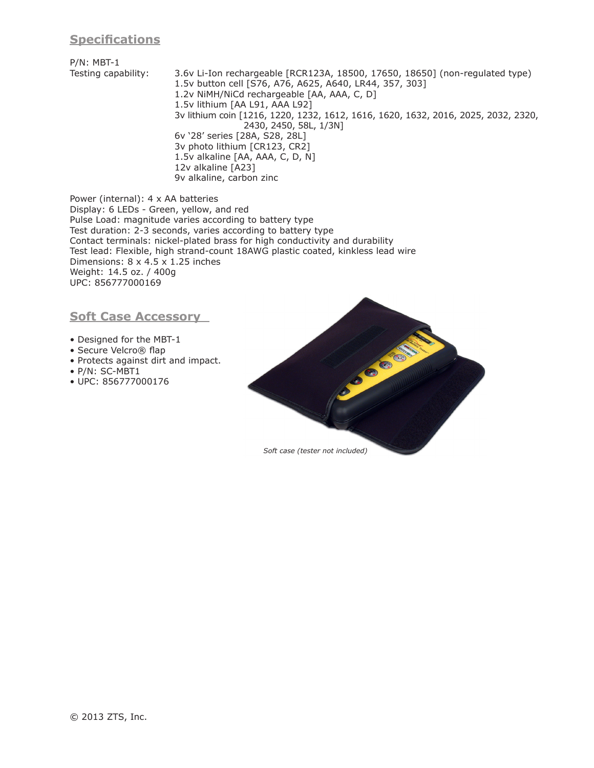## Specifications

P/N: MBT-1

Testing capability:
3.6v Li-Ion rechargeable [RCR123A, 18500, 17650, 18650] (non-regulated type)
1.5v button cell [S76, A76, A625, A640, LR44, 357, 303]
1.2v NiMH/NiCd rechargeable [AA, AAA, C, D]
1.5v lithium [AA L91, AAA L92]
3v lithium coin [1216, 1220, 1232, 1612, 1616, 1620, 1632, 2016, 2025, 2032, 2320, 2430, 2450, 58L, 1/3N]
6v '28' series [28A, S28, 28L]
3v photo lithium [CR123, CR2]
1.5v alkaline [AA, AAA, C, D, N]
12v alkaline [A23]
9v alkaline, carbon zinc

Power (internal): 4 x AA batteries
Display: 6 LEDs - Green, yellow, and red
Pulse Load: magnitude varies according to battery type
Test duration: 2-3 seconds, varies according to battery type
Contact terminals: nickel-plated brass for high conductivity and durability
Test lead: Flexible, high strand-count 18AWG plastic coated, kinkless lead wire
Dimensions: 8 x 4.5 x 1.25 inches
Weight: 14.5 oz. / 400g
UPC: 856777000169

## Soft Case Accessory

- Designed for the MBT-1
- Secure Velcro® flap
- Protects against dirt and impact.
- P/N: SC-MBT1
- UPC: 856777000176

*Soft case (tester not included)*

© 2013 ZTS, Inc.